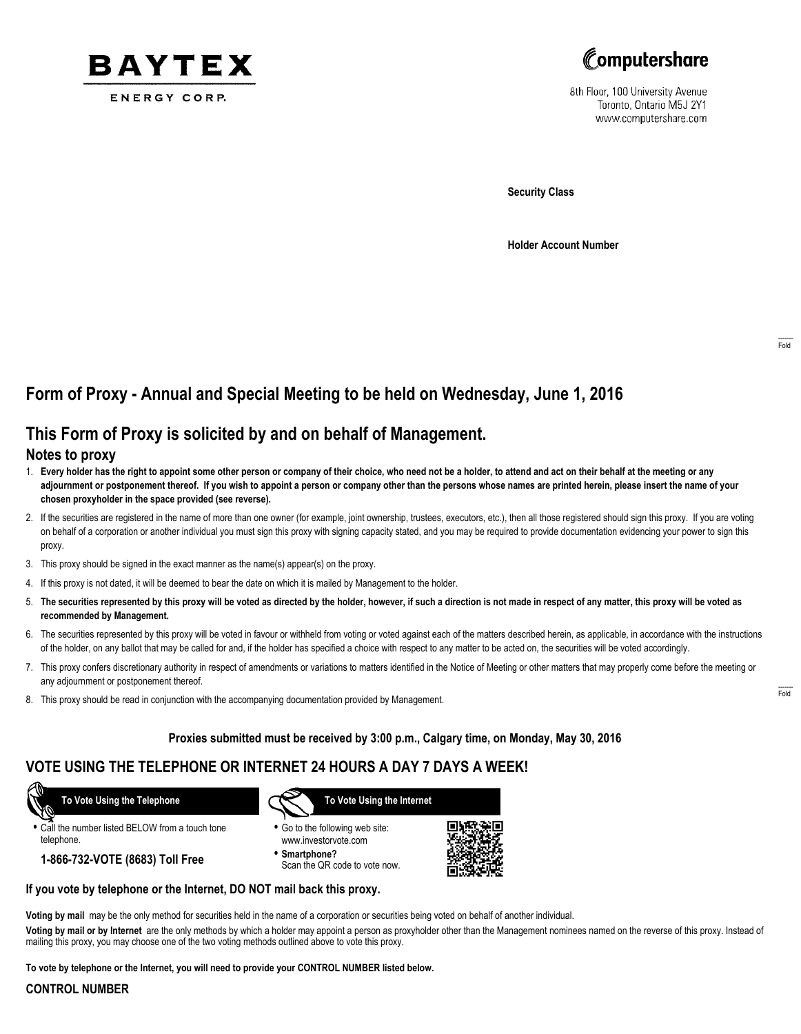BAYTEX ENERGY CORP.

Computershare
8th Floor, 100 University Avenue
Toronto, Ontario M5J 2Y1
www.computershare.com

**Security Class**

**Holder Account Number**

# Form of Proxy - Annual and Special Meeting to be held on Wednesday, June 1, 2016

## This Form of Proxy is solicited by and on behalf of Management.

### Notes to proxy

1. **Every holder has the right to appoint some other person or company of their choice, who need not be a holder, to attend and act on their behalf at the meeting or any adjournment or postponement thereof. If you wish to appoint a person or company other than the persons whose names are printed herein, please insert the name of your chosen proxyholder in the space provided (see reverse).**
2. If the securities are registered in the name of more than one owner (for example, joint ownership, trustees, executors, etc.), then all those registered should sign this proxy. If you are voting on behalf of a corporation or another individual you must sign this proxy with signing capacity stated, and you may be required to provide documentation evidencing your power to sign this proxy.
3. This proxy should be signed in the exact manner as the name(s) appear(s) on the proxy.
4. If this proxy is not dated, it will be deemed to bear the date on which it is mailed by Management to the holder.
5. **The securities represented by this proxy will be voted as directed by the holder, however, if such a direction is not made in respect of any matter, this proxy will be voted as recommended by Management.**
6. The securities represented by this proxy will be voted in favour or withheld from voting or voted against each of the matters described herein, as applicable, in accordance with the instructions of the holder, on any ballot that may be called for and, if the holder has specified a choice with respect to any matter to be acted on, the securities will be voted accordingly.
7. This proxy confers discretionary authority in respect of amendments or variations to matters identified in the Notice of Meeting or other matters that may properly come before the meeting or any adjournment or postponement thereof.
8. This proxy should be read in conjunction with the accompanying documentation provided by Management.

**Proxies submitted must be received by 3:00 p.m., Calgary time, on Monday, May 30, 2016**

## VOTE USING THE TELEPHONE OR INTERNET 24 HOURS A DAY 7 DAYS A WEEK!

**To Vote Using the Telephone**

- Call the number listed BELOW from a touch tone telephone.

**1-866-732-VOTE (8683) Toll Free**

**To Vote Using the Internet**

- Go to the following web site: www.investorvote.com
- **Smartphone?** Scan the QR code to vote now.

**If you vote by telephone or the Internet, DO NOT mail back this proxy.**

**Voting by mail** may be the only method for securities held in the name of a corporation or securities being voted on behalf of another individual.

**Voting by mail or by Internet** are the only methods by which a holder may appoint a person as proxyholder other than the Management nominees named on the reverse of this proxy. Instead of mailing this proxy, you may choose one of the two voting methods outlined above to vote this proxy.

**To vote by telephone or the Internet, you will need to provide your CONTROL NUMBER listed below.**

**CONTROL NUMBER**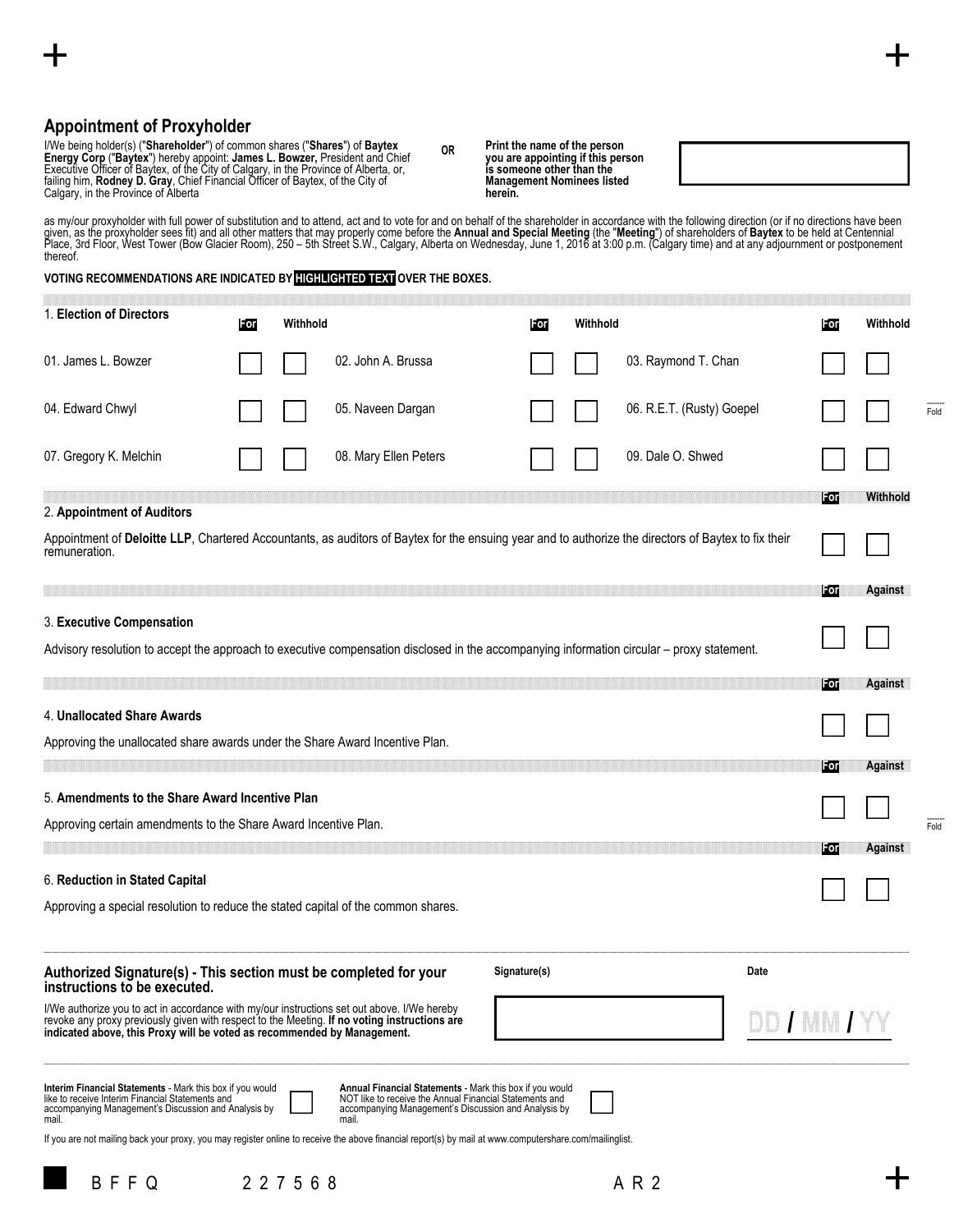## Appointment of Proxyholder

I/We being holder(s) ("**Shareholder**") of common shares ("**Shares**") of **Baytex Energy Corp** ("**Baytex**") hereby appoint: **James L. Bowzer,** President and Chief Executive Officer of Baytex, of the City of Calgary, in the Province of Alberta, or, failing him, **Rodney D. Gray**, Chief Financial Officer of Baytex, of the City of Calgary, in the Province of Alberta

**OR**

**Print the name of the person you are appointing if this person is someone other than the Management Nominees listed herein.**

as my/our proxyholder with full power of substitution and to attend, act and to vote for and on behalf of the shareholder in accordance with the following direction (or if no directions have been given, as the proxyholder sees fit) and all other matters that may properly come before the **Annual and Special Meeting** (the "**Meeting**") of shareholders of **Baytex** to be held at Centennial Place, 3rd Floor, West Tower (Bow Glacier Room), 250 – 5th Street S.W., Calgary, Alberta on Wednesday, June 1, 2016 at 3:00 p.m. (Calgary time) and at any adjournment or postponement thereof.

**VOTING RECOMMENDATIONS ARE INDICATED BY HIGHLIGHTED TEXT OVER THE BOXES.**

### 1. Election of Directors

| | For | Withhold | | For | Withhold | | For | Withhold |
|---|---|---|---|---|---|---|---|---|
| 01. James L. Bowzer | ☐ | ☐ | 02. John A. Brussa | ☐ | ☐ | 03. Raymond T. Chan | ☐ | ☐ |
| 04. Edward Chwyl | ☐ | ☐ | 05. Naveen Dargan | ☐ | ☐ | 06. R.E.T. (Rusty) Goepel | ☐ | ☐ |
| 07. Gregory K. Melchin | ☐ | ☐ | 08. Mary Ellen Peters | ☐ | ☐ | 09. Dale O. Shwed | ☐ | ☐ |

### 2. Appointment of Auditors

For ☐ Withhold ☐

Appointment of **Deloitte LLP**, Chartered Accountants, as auditors of Baytex for the ensuing year and to authorize the directors of Baytex to fix their remuneration.

### 3. Executive Compensation

For ☐ Against ☐

Advisory resolution to accept the approach to executive compensation disclosed in the accompanying information circular – proxy statement.

### 4. Unallocated Share Awards

For ☐ Against ☐

Approving the unallocated share awards under the Share Award Incentive Plan.

### 5. Amendments to the Share Award Incentive Plan

For ☐ Against ☐

Approving certain amendments to the Share Award Incentive Plan.

### 6. Reduction in Stated Capital

For ☐ Against ☐

Approving a special resolution to reduce the stated capital of the common shares.

### Authorized Signature(s) - This section must be completed for your instructions to be executed.

I/We authorize you to act in accordance with my/our instructions set out above. I/We hereby revoke any proxy previously given with respect to the Meeting. **If no voting instructions are indicated above, this Proxy will be voted as recommended by Management.**

Signature(s)

Date

DD / MM / YY

**Interim Financial Statements** - Mark this box if you would like to receive Interim Financial Statements and accompanying Management's Discussion and Analysis by mail. ☐

**Annual Financial Statements** - Mark this box if you would NOT like to receive the Annual Financial Statements and accompanying Management's Discussion and Analysis by mail. ☐

If you are not mailing back your proxy, you may register online to receive the above financial report(s) by mail at www.computershare.com/mailinglist.

B F F Q 2 2 7 5 6 8 A R 2